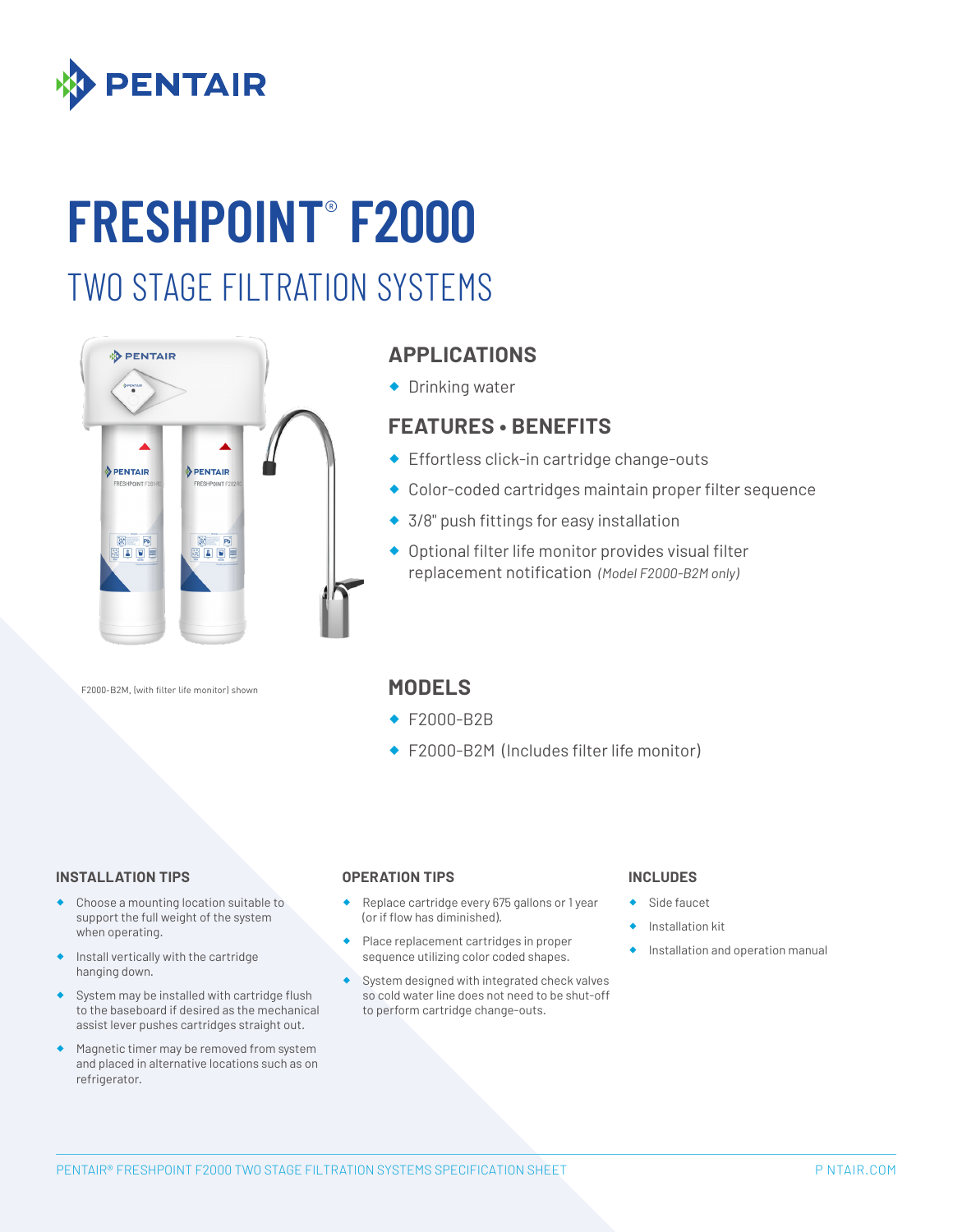# FRESHPOINT® F2000

## TWO STAGE FILTRATION SYSTEMS

F2000-B2M, (with filter life monitor) shown

## APPLICATIONS

- Drinking water

## FEATURES • BENEFITS

- Effortless click-in cartridge change-outs
- Color-coded cartridges maintain proper filter sequence
- 3/8" push fittings for easy installation
- Optional filter life monitor provides visual filter replacement notification *(Model F2000-B2M only)*

## MODELS

- F2000-B2B
- F2000-B2M (Includes filter life monitor)

### INSTALLATION TIPS

- Choose a mounting location suitable to support the full weight of the system when operating.
- Install vertically with the cartridge hanging down.
- System may be installed with cartridge flush to the baseboard if desired as the mechanical assist lever pushes cartridges straight out.
- Magnetic timer may be removed from system and placed in alternative locations such as on refrigerator.

### OPERATION TIPS

- Replace cartridge every 675 gallons or 1 year (or if flow has diminished).
- Place replacement cartridges in proper sequence utilizing color coded shapes.
- System designed with integrated check valves so cold water line does not need to be shut-off to perform cartridge change-outs.

### INCLUDES

- Side faucet
- Installation kit
- Installation and operation manual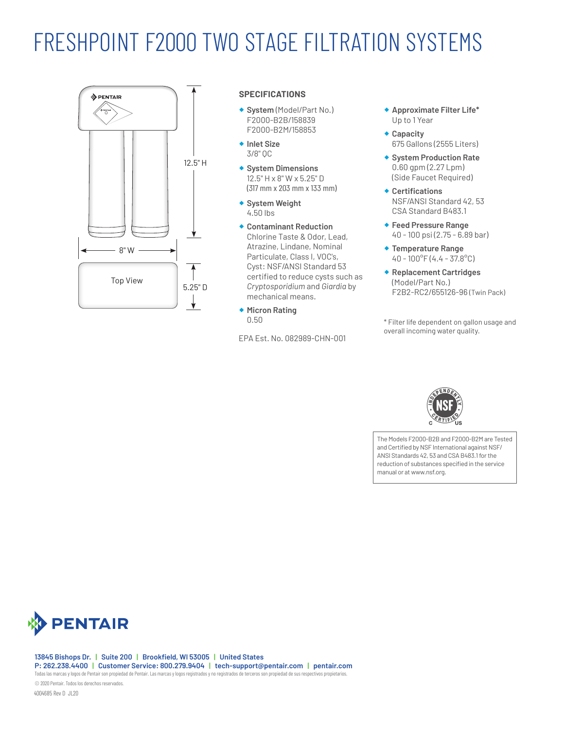# FRESHPOINT F2000 TWO STAGE FILTRATION SYSTEMS

12.5" H

8" W

Top View

5.25" D

## SPECIFICATIONS

- **System** (Model/Part No.)
  F2000-B2B/158839
  F2000-B2M/158853
- **Inlet Size**
  3/8" QC
- **System Dimensions**
  12.5" H x 8" W x 5.25" D
  (317 mm x 203 mm x 133 mm)
- **System Weight**
  4.50 lbs
- **Contaminant Reduction**
  Chlorine Taste & Odor, Lead, Atrazine, Lindane, Nominal Particulate, Class I, VOC's, Cyst: NSF/ANSI Standard 53 certified to reduce cysts such as *Cryptosporidium* and *Giardia* by mechanical means.
- **Micron Rating**
  0.50

EPA Est. No. 082989-CHN-001

- **Approximate Filter Life***
  Up to 1 Year
- **Capacity**
  675 Gallons (2555 Liters)
- **System Production Rate**
  0.60 gpm (2.27 Lpm)
  (Side Faucet Required)
- **Certifications**
  NSF/ANSI Standard 42, 53
  CSA Standard B483.1
- **Feed Pressure Range**
  40 - 100 psi (2.75 - 6.89 bar)
- **Temperature Range**
  40 - 100°F (4.4 - 37.8°C)
- **Replacement Cartridges**
  (Model/Part No.)
  F2B2-RC2/655126-96 (Twin Pack)

* Filter life dependent on gallon usage and overall incoming water quality.

The Models F2000-B2B and F2000-B2M are Tested and Certified by NSF International against NSF/ANSI Standards 42, 53 and CSA B483.1 for the reduction of substances specified in the service manual or at www.nsf.org.

PENTAIR

13845 Bishops Dr. | Suite 200 | Brookfield, WI 53005 | United States
P: 262.238.4400 | Customer Service: 800.279.9404 | tech-support@pentair.com | pentair.com

Todas las marcas y logos de Pentair son propiedad de Pentair. Las marcas y logos registrados y no registrados de terceros son propiedad de sus respectivos propietarios.

© 2020 Pentair. Todos los derechos reservados.

4004685 Rev D JL20